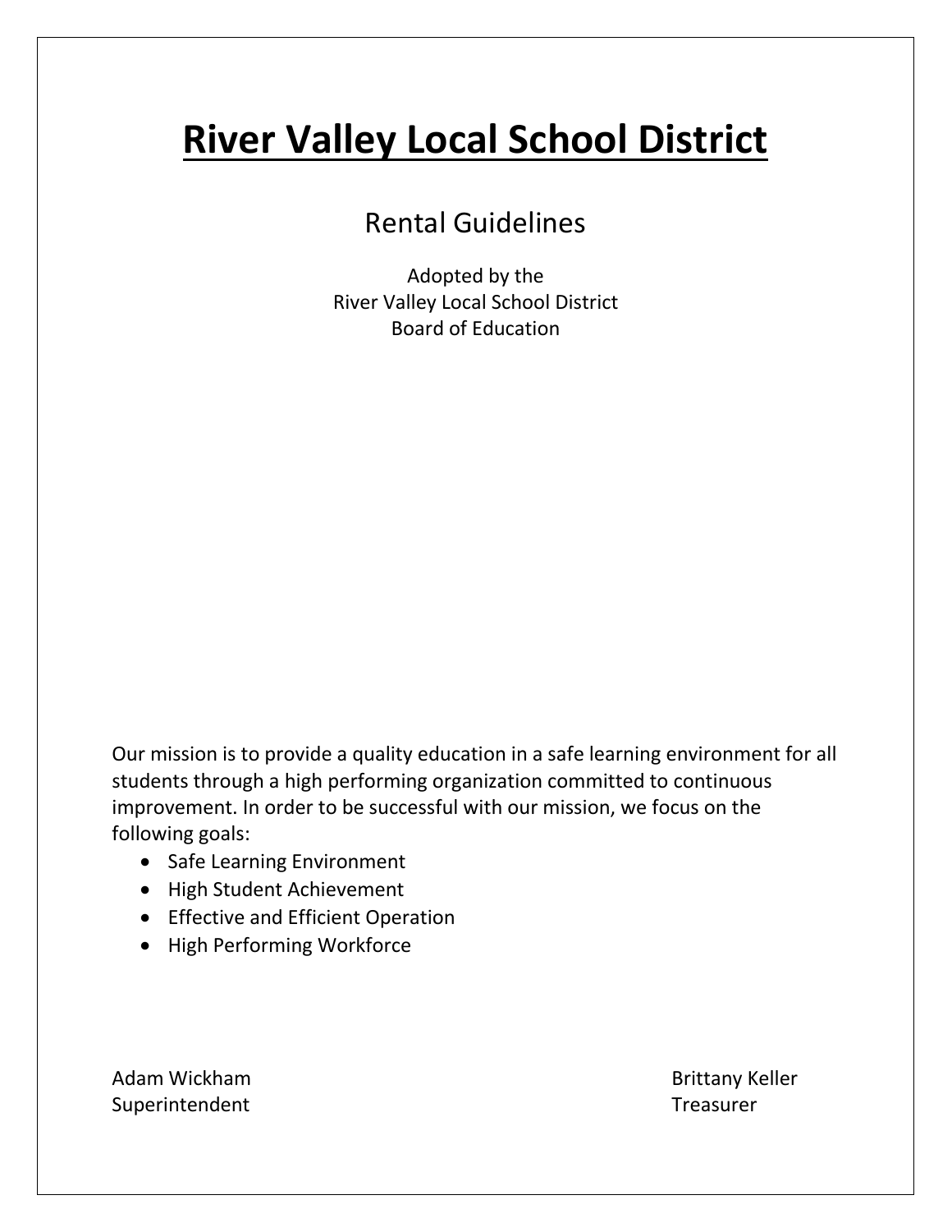# River Valley Local School District

## Rental Guidelines

Adopted by the
River Valley Local School District
Board of Education

Our mission is to provide a quality education in a safe learning environment for all students through a high performing organization committed to continuous improvement. In order to be successful with our mission, we focus on the following goals:

- Safe Learning Environment
- High Student Achievement
- Effective and Efficient Operation
- High Performing Workforce

Adam Wickham
Superintendent

Brittany Keller
Treasurer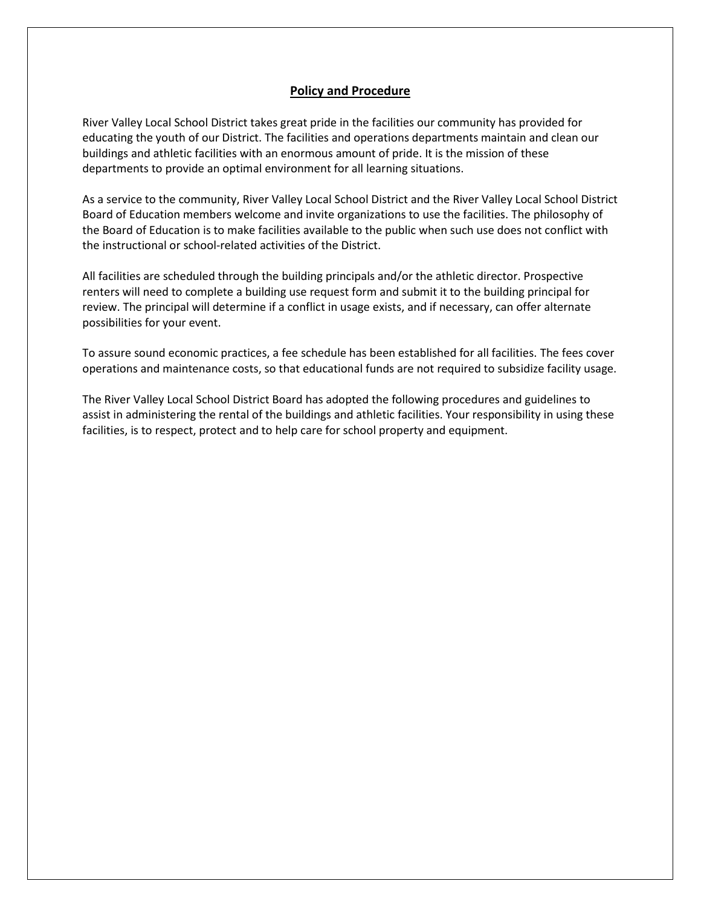## Policy and Procedure

River Valley Local School District takes great pride in the facilities our community has provided for educating the youth of our District. The facilities and operations departments maintain and clean our buildings and athletic facilities with an enormous amount of pride. It is the mission of these departments to provide an optimal environment for all learning situations.

As a service to the community, River Valley Local School District and the River Valley Local School District Board of Education members welcome and invite organizations to use the facilities. The philosophy of the Board of Education is to make facilities available to the public when such use does not conflict with the instructional or school-related activities of the District.

All facilities are scheduled through the building principals and/or the athletic director. Prospective renters will need to complete a building use request form and submit it to the building principal for review. The principal will determine if a conflict in usage exists, and if necessary, can offer alternate possibilities for your event.

To assure sound economic practices, a fee schedule has been established for all facilities. The fees cover operations and maintenance costs, so that educational funds are not required to subsidize facility usage.

The River Valley Local School District Board has adopted the following procedures and guidelines to assist in administering the rental of the buildings and athletic facilities. Your responsibility in using these facilities, is to respect, protect and to help care for school property and equipment.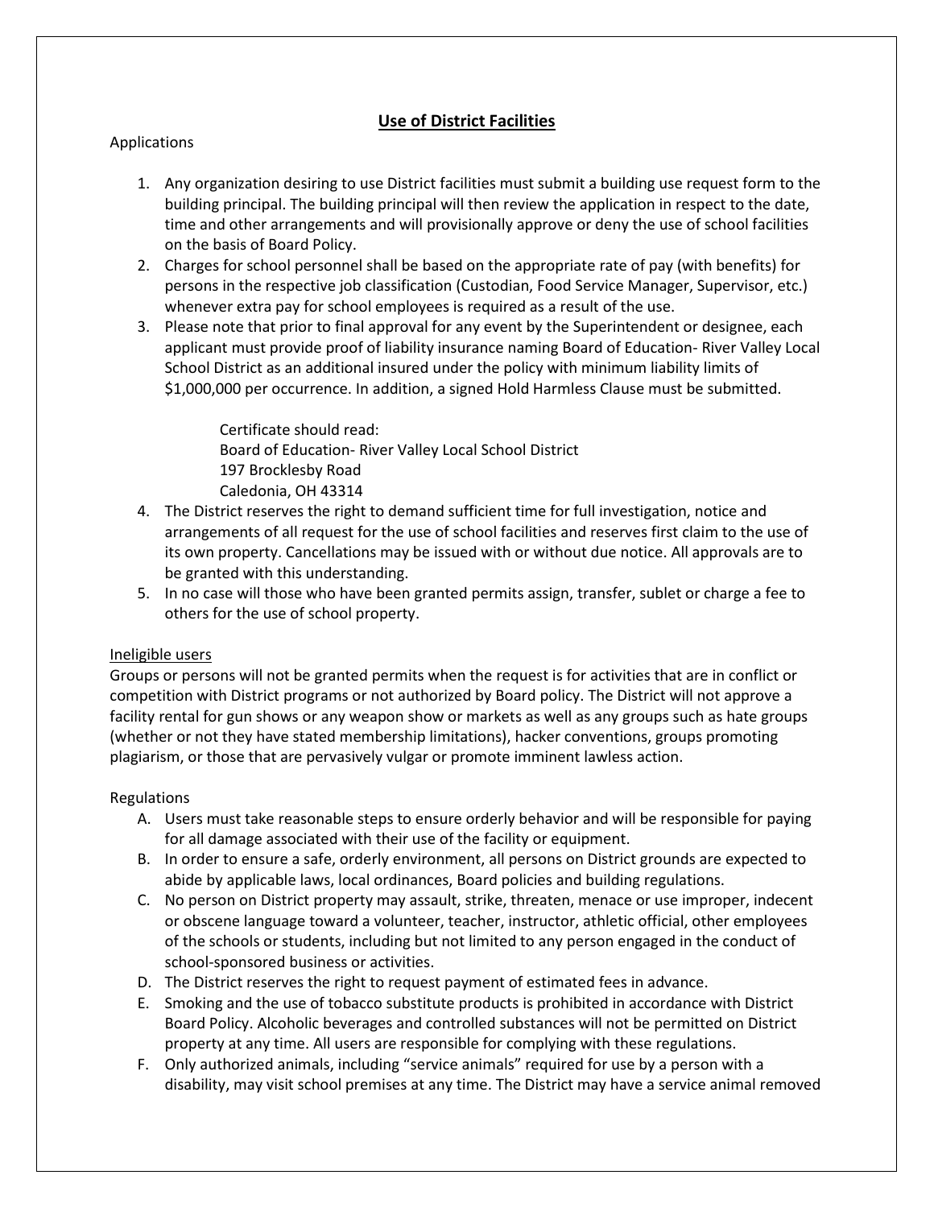## **Use of District Facilities**

Applications

1. Any organization desiring to use District facilities must submit a building use request form to the building principal. The building principal will then review the application in respect to the date, time and other arrangements and will provisionally approve or deny the use of school facilities on the basis of Board Policy.
2. Charges for school personnel shall be based on the appropriate rate of pay (with benefits) for persons in the respective job classification (Custodian, Food Service Manager, Supervisor, etc.) whenever extra pay for school employees is required as a result of the use.
3. Please note that prior to final approval for any event by the Superintendent or designee, each applicant must provide proof of liability insurance naming Board of Education- River Valley Local School District as an additional insured under the policy with minimum liability limits of $1,000,000 per occurrence. In addition, a signed Hold Harmless Clause must be submitted.

    Certificate should read:
    Board of Education- River Valley Local School District
    197 Brocklesby Road
    Caledonia, OH 43314

4. The District reserves the right to demand sufficient time for full investigation, notice and arrangements of all request for the use of school facilities and reserves first claim to the use of its own property. Cancellations may be issued with or without due notice. All approvals are to be granted with this understanding.
5. In no case will those who have been granted permits assign, transfer, sublet or charge a fee to others for the use of school property.

<u>Ineligible users</u>

Groups or persons will not be granted permits when the request is for activities that are in conflict or competition with District programs or not authorized by Board policy. The District will not approve a facility rental for gun shows or any weapon show or markets as well as any groups such as hate groups (whether or not they have stated membership limitations), hacker conventions, groups promoting plagiarism, or those that are pervasively vulgar or promote imminent lawless action.

Regulations

A. Users must take reasonable steps to ensure orderly behavior and will be responsible for paying for all damage associated with their use of the facility or equipment.
B. In order to ensure a safe, orderly environment, all persons on District grounds are expected to abide by applicable laws, local ordinances, Board policies and building regulations.
C. No person on District property may assault, strike, threaten, menace or use improper, indecent or obscene language toward a volunteer, teacher, instructor, athletic official, other employees of the schools or students, including but not limited to any person engaged in the conduct of school-sponsored business or activities.
D. The District reserves the right to request payment of estimated fees in advance.
E. Smoking and the use of tobacco substitute products is prohibited in accordance with District Board Policy. Alcoholic beverages and controlled substances will not be permitted on District property at any time. All users are responsible for complying with these regulations.
F. Only authorized animals, including "service animals" required for use by a person with a disability, may visit school premises at any time. The District may have a service animal removed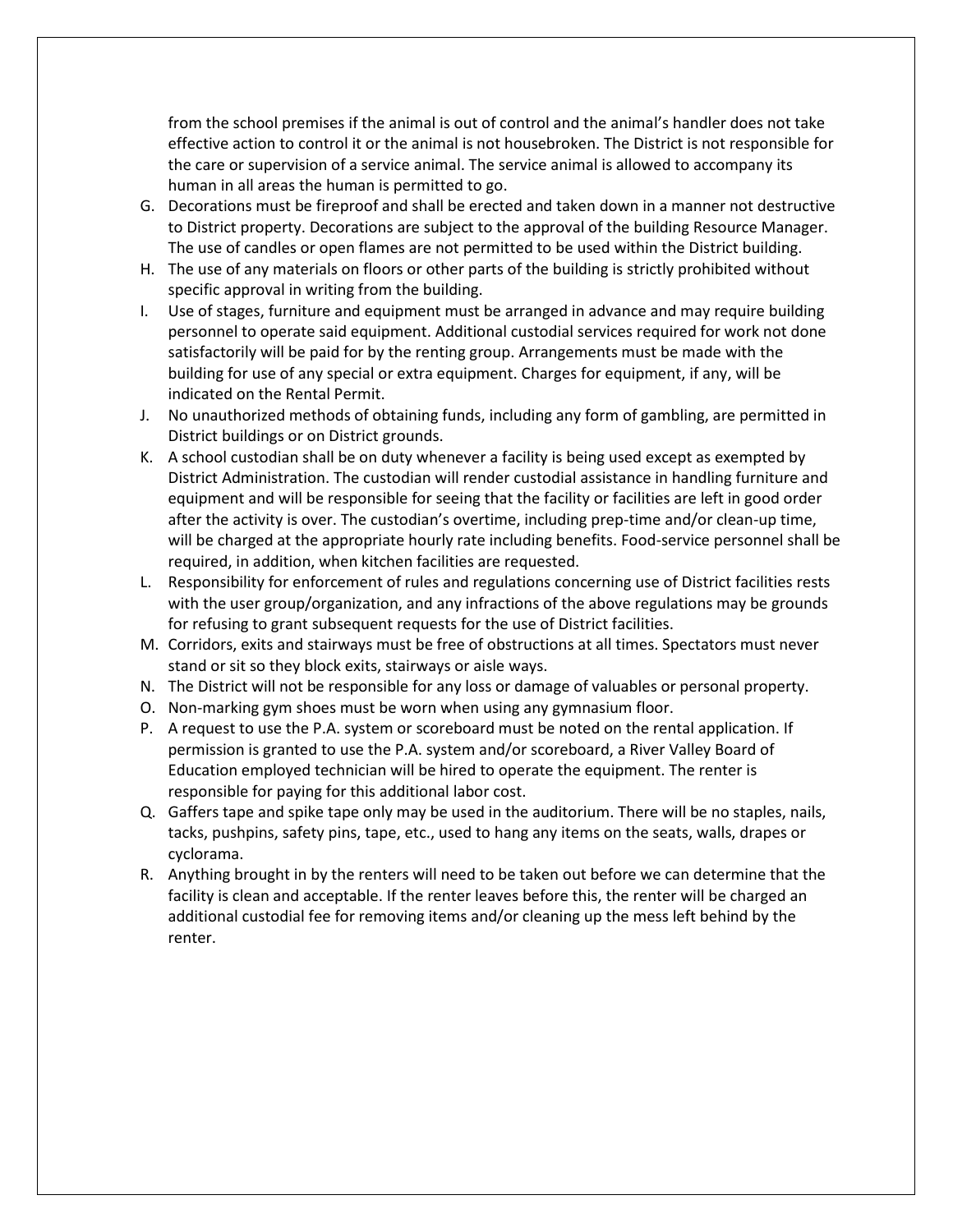from the school premises if the animal is out of control and the animal's handler does not take effective action to control it or the animal is not housebroken. The District is not responsible for the care or supervision of a service animal. The service animal is allowed to accompany its human in all areas the human is permitted to go.

G. Decorations must be fireproof and shall be erected and taken down in a manner not destructive to District property. Decorations are subject to the approval of the building Resource Manager. The use of candles or open flames are not permitted to be used within the District building.
H. The use of any materials on floors or other parts of the building is strictly prohibited without specific approval in writing from the building.
I. Use of stages, furniture and equipment must be arranged in advance and may require building personnel to operate said equipment. Additional custodial services required for work not done satisfactorily will be paid for by the renting group. Arrangements must be made with the building for use of any special or extra equipment. Charges for equipment, if any, will be indicated on the Rental Permit.
J. No unauthorized methods of obtaining funds, including any form of gambling, are permitted in District buildings or on District grounds.
K. A school custodian shall be on duty whenever a facility is being used except as exempted by District Administration. The custodian will render custodial assistance in handling furniture and equipment and will be responsible for seeing that the facility or facilities are left in good order after the activity is over. The custodian's overtime, including prep-time and/or clean-up time, will be charged at the appropriate hourly rate including benefits. Food-service personnel shall be required, in addition, when kitchen facilities are requested.
L. Responsibility for enforcement of rules and regulations concerning use of District facilities rests with the user group/organization, and any infractions of the above regulations may be grounds for refusing to grant subsequent requests for the use of District facilities.
M. Corridors, exits and stairways must be free of obstructions at all times. Spectators must never stand or sit so they block exits, stairways or aisle ways.
N. The District will not be responsible for any loss or damage of valuables or personal property.
O. Non-marking gym shoes must be worn when using any gymnasium floor.
P. A request to use the P.A. system or scoreboard must be noted on the rental application. If permission is granted to use the P.A. system and/or scoreboard, a River Valley Board of Education employed technician will be hired to operate the equipment. The renter is responsible for paying for this additional labor cost.
Q. Gaffers tape and spike tape only may be used in the auditorium. There will be no staples, nails, tacks, pushpins, safety pins, tape, etc., used to hang any items on the seats, walls, drapes or cyclorama.
R. Anything brought in by the renters will need to be taken out before we can determine that the facility is clean and acceptable. If the renter leaves before this, the renter will be charged an additional custodial fee for removing items and/or cleaning up the mess left behind by the renter.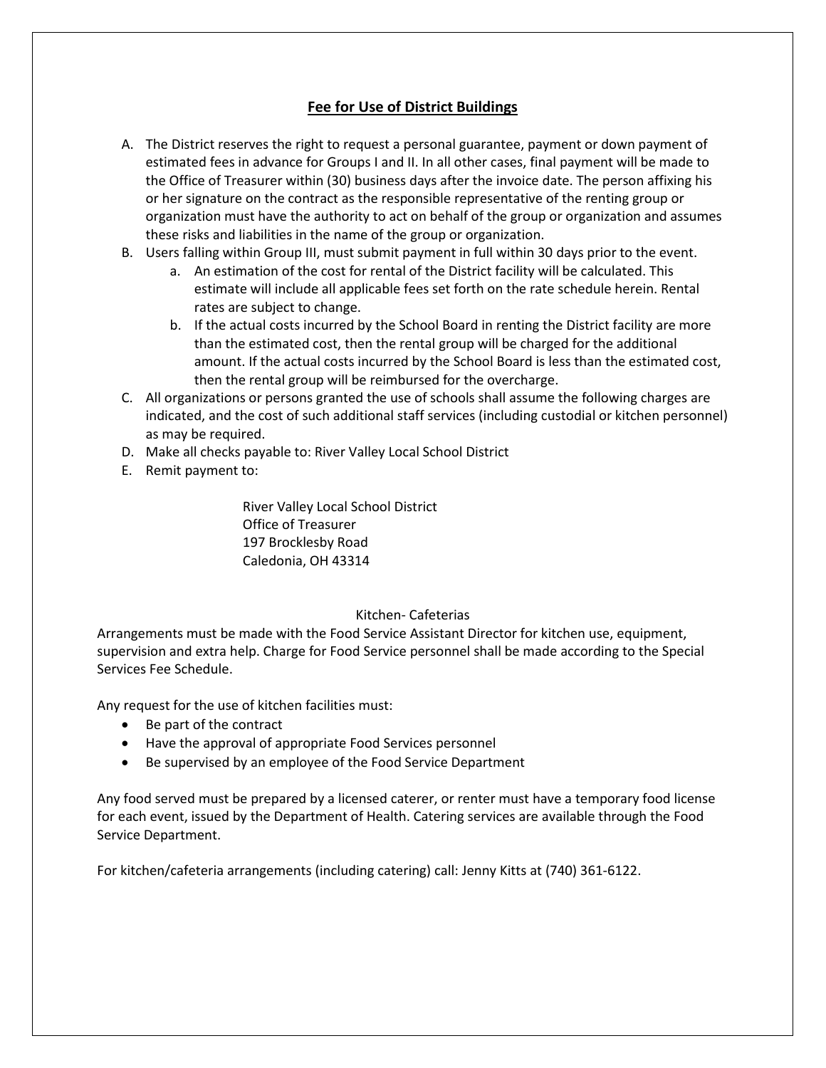## Fee for Use of District Buildings

A. The District reserves the right to request a personal guarantee, payment or down payment of estimated fees in advance for Groups I and II. In all other cases, final payment will be made to the Office of Treasurer within (30) business days after the invoice date. The person affixing his or her signature on the contract as the responsible representative of the renting group or organization must have the authority to act on behalf of the group or organization and assumes these risks and liabilities in the name of the group or organization.

B. Users falling within Group III, must submit payment in full within 30 days prior to the event.

   a. An estimation of the cost for rental of the District facility will be calculated. This estimate will include all applicable fees set forth on the rate schedule herein. Rental rates are subject to change.

   b. If the actual costs incurred by the School Board in renting the District facility are more than the estimated cost, then the rental group will be charged for the additional amount. If the actual costs incurred by the School Board is less than the estimated cost, then the rental group will be reimbursed for the overcharge.

C. All organizations or persons granted the use of schools shall assume the following charges are indicated, and the cost of such additional staff services (including custodial or kitchen personnel) as may be required.

D. Make all checks payable to: River Valley Local School District

E. Remit payment to:

   River Valley Local School District
   Office of Treasurer
   197 Brocklesby Road
   Caledonia, OH 43314

### Kitchen- Cafeterias

Arrangements must be made with the Food Service Assistant Director for kitchen use, equipment, supervision and extra help. Charge for Food Service personnel shall be made according to the Special Services Fee Schedule.

Any request for the use of kitchen facilities must:

- Be part of the contract
- Have the approval of appropriate Food Services personnel
- Be supervised by an employee of the Food Service Department

Any food served must be prepared by a licensed caterer, or renter must have a temporary food license for each event, issued by the Department of Health. Catering services are available through the Food Service Department.

For kitchen/cafeteria arrangements (including catering) call: Jenny Kitts at (740) 361-6122.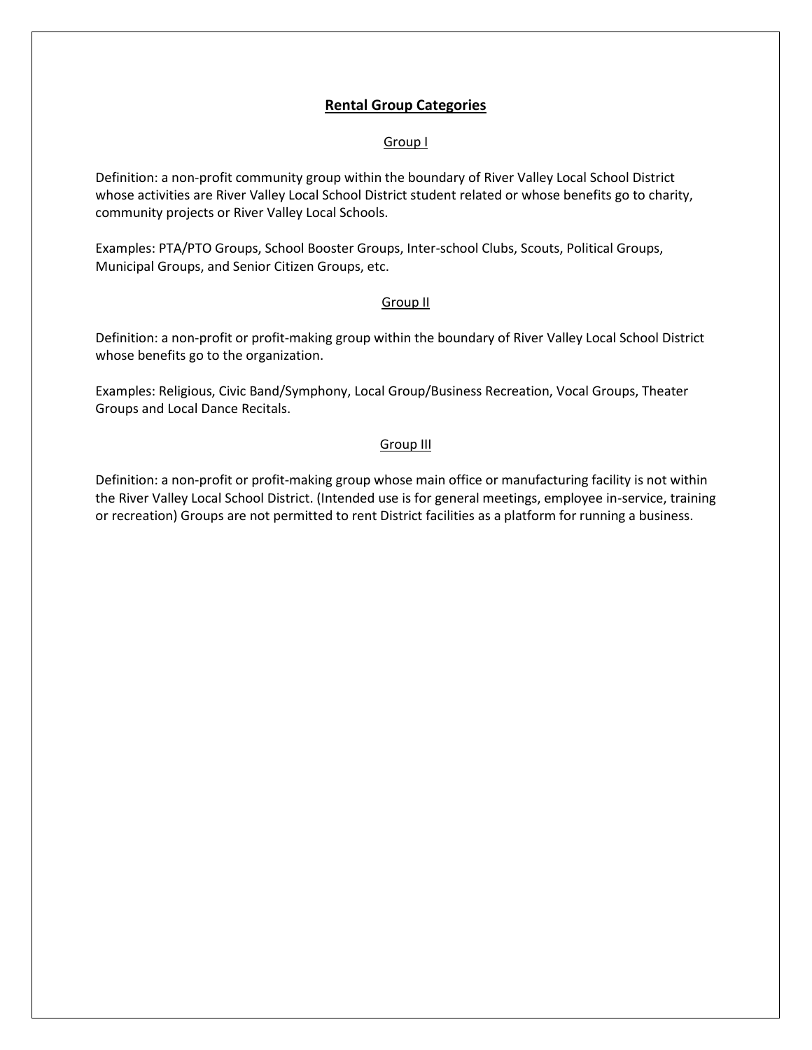## Rental Group Categories

### Group I

Definition: a non-profit community group within the boundary of River Valley Local School District whose activities are River Valley Local School District student related or whose benefits go to charity, community projects or River Valley Local Schools.

Examples: PTA/PTO Groups, School Booster Groups, Inter-school Clubs, Scouts, Political Groups, Municipal Groups, and Senior Citizen Groups, etc.

### Group II

Definition: a non-profit or profit-making group within the boundary of River Valley Local School District whose benefits go to the organization.

Examples: Religious, Civic Band/Symphony, Local Group/Business Recreation, Vocal Groups, Theater Groups and Local Dance Recitals.

### Group III

Definition: a non-profit or profit-making group whose main office or manufacturing facility is not within the River Valley Local School District. (Intended use is for general meetings, employee in-service, training or recreation) Groups are not permitted to rent District facilities as a platform for running a business.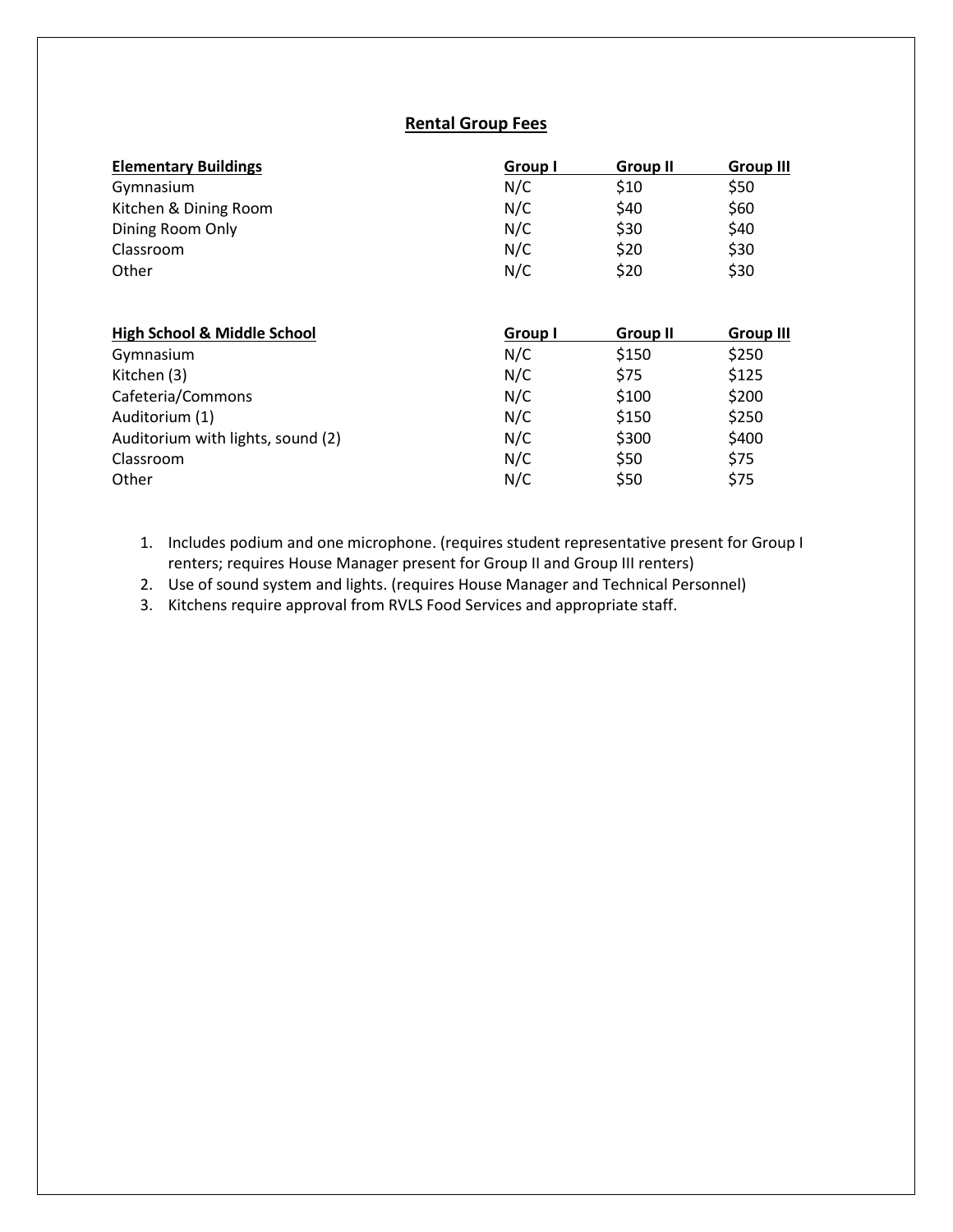## Rental Group Fees

| Elementary Buildings | Group I | Group II | Group III |
|---|---|---|---|
| Gymnasium | N/C | $10 | $50 |
| Kitchen & Dining Room | N/C | $40 | $60 |
| Dining Room Only | N/C | $30 | $40 |
| Classroom | N/C | $20 | $30 |
| Other | N/C | $20 | $30 |

| High School & Middle School | Group I | Group II | Group III |
|---|---|---|---|
| Gymnasium | N/C | $150 | $250 |
| Kitchen (3) | N/C | $75 | $125 |
| Cafeteria/Commons | N/C | $100 | $200 |
| Auditorium (1) | N/C | $150 | $250 |
| Auditorium with lights, sound (2) | N/C | $300 | $400 |
| Classroom | N/C | $50 | $75 |
| Other | N/C | $50 | $75 |

1. Includes podium and one microphone. (requires student representative present for Group I renters; requires House Manager present for Group II and Group III renters)
2. Use of sound system and lights. (requires House Manager and Technical Personnel)
3. Kitchens require approval from RVLS Food Services and appropriate staff.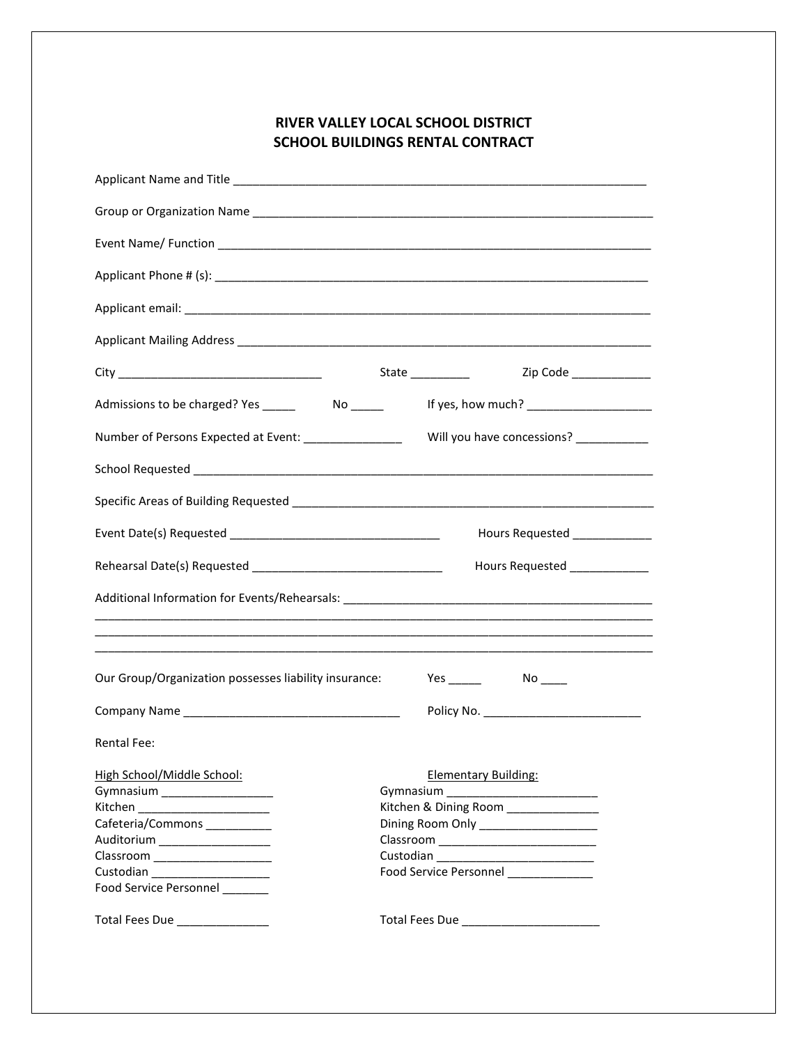# RIVER VALLEY LOCAL SCHOOL DISTRICT
# SCHOOL BUILDINGS RENTAL CONTRACT

Applicant Name and Title ________________________________________________________________

Group or Organization Name ________________________________________________________________

Event Name/ Function ________________________________________________________________

Applicant Phone # (s): ________________________________________________________________

Applicant email: ________________________________________________________________

Applicant Mailing Address ________________________________________________________________

City _______________________________ State _________ Zip Code ____________

Admissions to be charged? Yes _____ No _____ If yes, how much? ___________________

Number of Persons Expected at Event: _______________ Will you have concessions? ___________

School Requested ________________________________________________________________

Specific Areas of Building Requested ________________________________________________________

Event Date(s) Requested ________________________________ Hours Requested ____________

Rehearsal Date(s) Requested _____________________________ Hours Requested ____________

Additional Information for Events/Rehearsals: ________________________________________________
________________________________________________________________________________
________________________________________________________________________________
________________________________________________________________________________

Our Group/Organization possesses liability insurance: Yes _____ No ____

Company Name ________________________________ Policy No. ________________________

Rental Fee:

<u>High School/Middle School:</u>

Gymnasium _________________
Kitchen ____________________
Cafeteria/Commons __________
Auditorium _________________
Classroom __________________
Custodian __________________
Food Service Personnel _______

Total Fees Due ______________

<u>Elementary Building:</u>

Gymnasium _______________________
Kitchen & Dining Room ______________
Dining Room Only __________________
Classroom ________________________
Custodian ________________________
Food Service Personnel _____________

Total Fees Due _____________________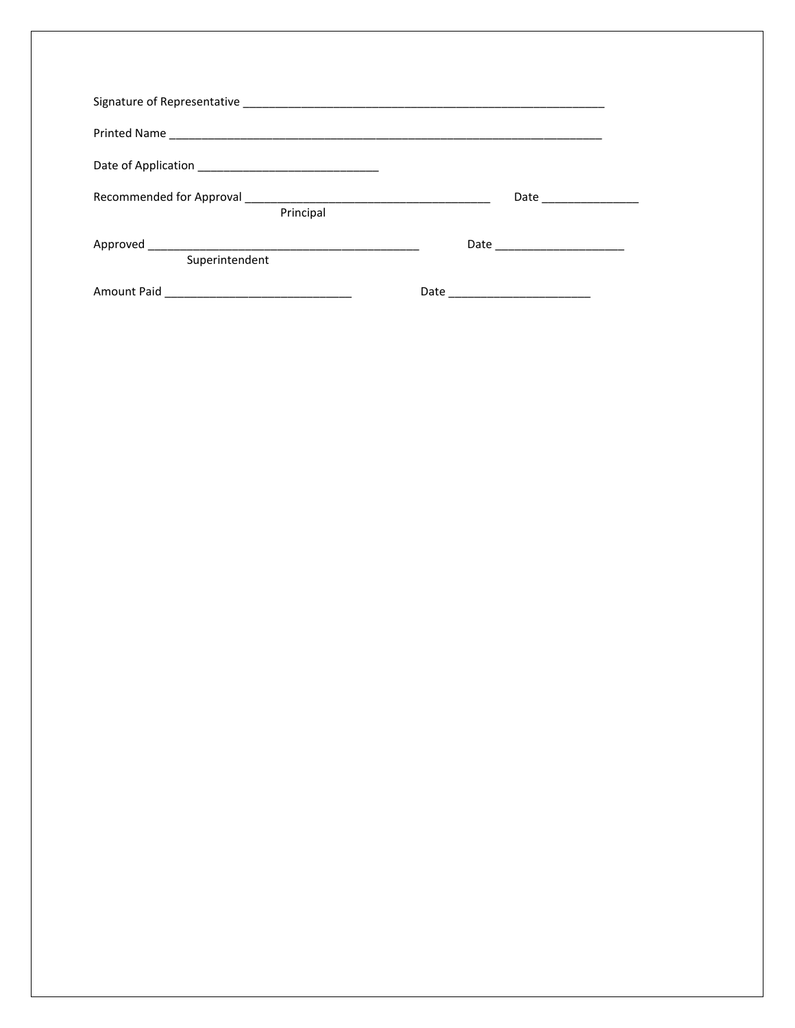Signature of Representative ___________________________________________________________

Printed Name _________________________________________________________________________

Date of Application ______________________________

Recommended for Approval ________________________________________ Date ________________
Principal

Approved ____________________________________________ Date _____________________
Superintendent

Amount Paid ______________________________ Date _______________________